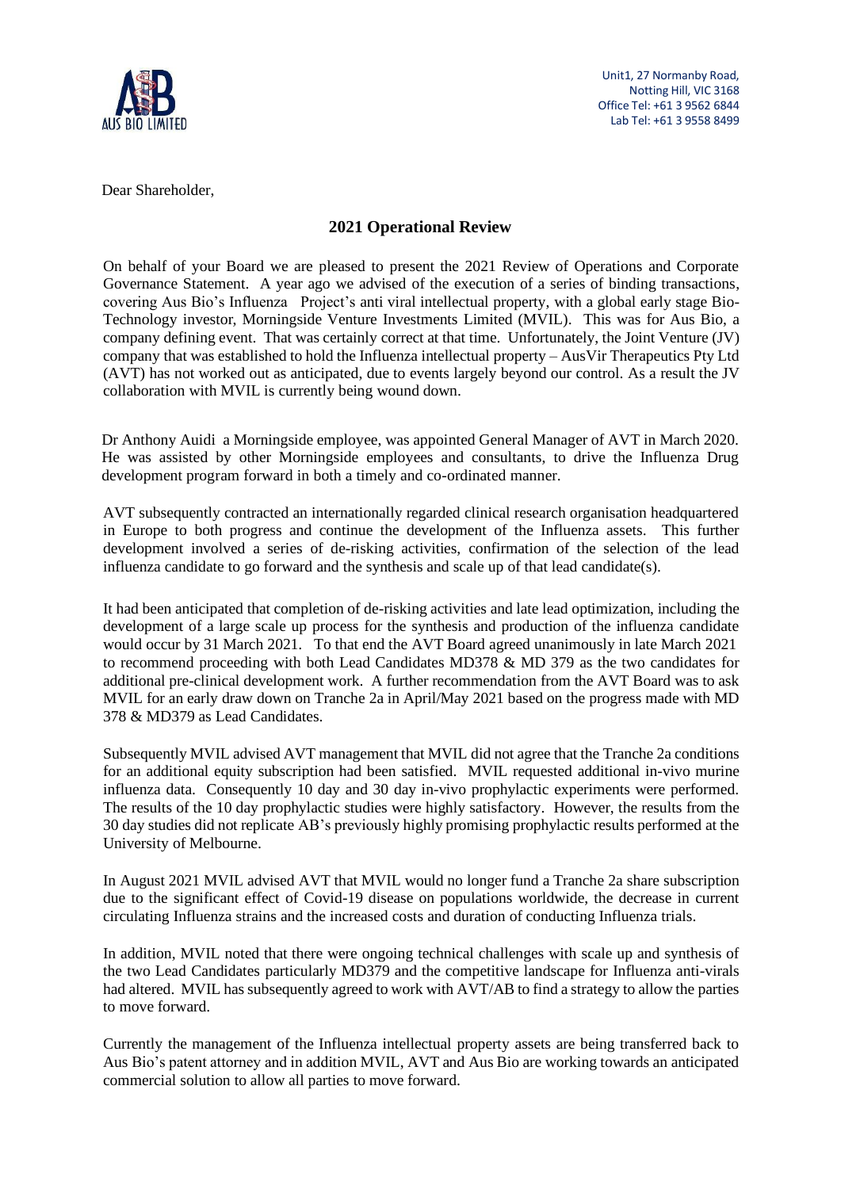Unit1, 27 Normanby Road,
Notting Hill, VIC 3168
Office Tel: +61 3 9562 6844
Lab Tel: +61 3 9558 8499

Dear Shareholder,

## 2021 Operational Review

On behalf of your Board we are pleased to present the 2021 Review of Operations and Corporate Governance Statement. A year ago we advised of the execution of a series of binding transactions, covering Aus Bio's Influenza Project's anti viral intellectual property, with a global early stage Bio-Technology investor, Morningside Venture Investments Limited (MVIL). This was for Aus Bio, a company defining event. That was certainly correct at that time. Unfortunately, the Joint Venture (JV) company that was established to hold the Influenza intellectual property – AusVir Therapeutics Pty Ltd (AVT) has not worked out as anticipated, due to events largely beyond our control. As a result the JV collaboration with MVIL is currently being wound down.

Dr Anthony Auidi a Morningside employee, was appointed General Manager of AVT in March 2020. He was assisted by other Morningside employees and consultants, to drive the Influenza Drug development program forward in both a timely and co-ordinated manner.

AVT subsequently contracted an internationally regarded clinical research organisation headquartered in Europe to both progress and continue the development of the Influenza assets. This further development involved a series of de-risking activities, confirmation of the selection of the lead influenza candidate to go forward and the synthesis and scale up of that lead candidate(s).

It had been anticipated that completion of de-risking activities and late lead optimization, including the development of a large scale up process for the synthesis and production of the influenza candidate would occur by 31 March 2021. To that end the AVT Board agreed unanimously in late March 2021 to recommend proceeding with both Lead Candidates MD378 & MD 379 as the two candidates for additional pre-clinical development work. A further recommendation from the AVT Board was to ask MVIL for an early draw down on Tranche 2a in April/May 2021 based on the progress made with MD 378 & MD379 as Lead Candidates.

Subsequently MVIL advised AVT management that MVIL did not agree that the Tranche 2a conditions for an additional equity subscription had been satisfied. MVIL requested additional in-vivo murine influenza data. Consequently 10 day and 30 day in-vivo prophylactic experiments were performed. The results of the 10 day prophylactic studies were highly satisfactory. However, the results from the 30 day studies did not replicate AB's previously highly promising prophylactic results performed at the University of Melbourne.

In August 2021 MVIL advised AVT that MVIL would no longer fund a Tranche 2a share subscription due to the significant effect of Covid-19 disease on populations worldwide, the decrease in current circulating Influenza strains and the increased costs and duration of conducting Influenza trials.

In addition, MVIL noted that there were ongoing technical challenges with scale up and synthesis of the two Lead Candidates particularly MD379 and the competitive landscape for Influenza anti-virals had altered. MVIL has subsequently agreed to work with AVT/AB to find a strategy to allow the parties to move forward.

Currently the management of the Influenza intellectual property assets are being transferred back to Aus Bio's patent attorney and in addition MVIL, AVT and Aus Bio are working towards an anticipated commercial solution to allow all parties to move forward.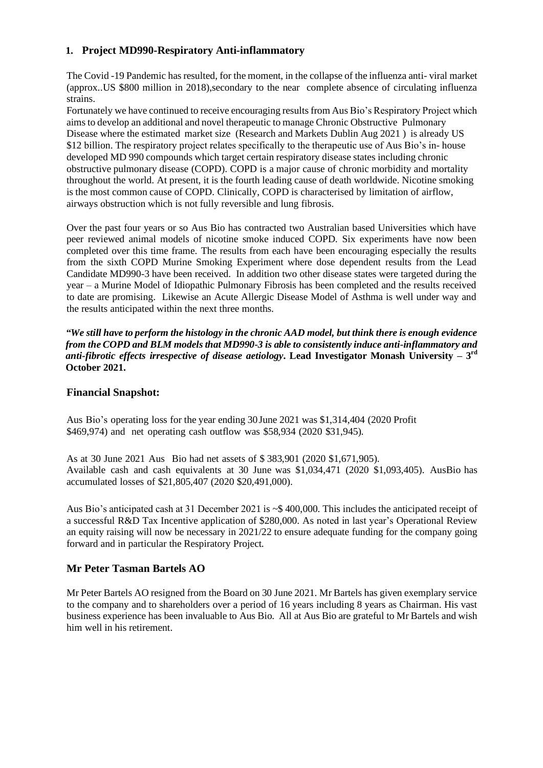## 1. Project MD990-Respiratory Anti-inflammatory

The Covid -19 Pandemic has resulted, for the moment, in the collapse of the influenza anti- viral market (approx..US $800 million in 2018),secondary to the near complete absence of circulating influenza strains.
Fortunately we have continued to receive encouraging results from Aus Bio's Respiratory Project which aims to develop an additional and novel therapeutic to manage Chronic Obstructive Pulmonary Disease where the estimated market size (Research and Markets Dublin Aug 2021 ) is already US $12 billion. The respiratory project relates specifically to the therapeutic use of Aus Bio's in- house developed MD 990 compounds which target certain respiratory disease states including chronic obstructive pulmonary disease (COPD). COPD is a major cause of chronic morbidity and mortality throughout the world. At present, it is the fourth leading cause of death worldwide. Nicotine smoking is the most common cause of COPD. Clinically, COPD is characterised by limitation of airflow, airways obstruction which is not fully reversible and lung fibrosis.

Over the past four years or so Aus Bio has contracted two Australian based Universities which have peer reviewed animal models of nicotine smoke induced COPD. Six experiments have now been completed over this time frame. The results from each have been encouraging especially the results from the sixth COPD Murine Smoking Experiment where dose dependent results from the Lead Candidate MD990-3 have been received. In addition two other disease states were targeted during the year – a Murine Model of Idiopathic Pulmonary Fibrosis has been completed and the results received to date are promising. Likewise an Acute Allergic Disease Model of Asthma is well under way and the results anticipated within the next three months.

***"We still have to perform the histology in the chronic AAD model, but think there is enough evidence from the COPD and BLM models that MD990-3 is able to consistently induce anti-inflammatory and anti-fibrotic effects irrespective of disease aetiology*. Lead Investigator Monash University – 3rd October 2021.**

### Financial Snapshot:

Aus Bio's operating loss for the year ending 30 June 2021 was $1,314,404 (2020 Profit $469,974) and net operating cash outflow was $58,934 (2020 $31,945).

As at 30 June 2021 Aus Bio had net assets of $ 383,901 (2020 $1,671,905).
Available cash and cash equivalents at 30 June was $1,034,471 (2020 $1,093,405). AusBio has accumulated losses of $21,805,407 (2020 $20,491,000).

Aus Bio's anticipated cash at 31 December 2021 is ~$ 400,000. This includes the anticipated receipt of a successful R&D Tax Incentive application of $280,000. As noted in last year's Operational Review an equity raising will now be necessary in 2021/22 to ensure adequate funding for the company going forward and in particular the Respiratory Project.

### Mr Peter Tasman Bartels AO

Mr Peter Bartels AO resigned from the Board on 30 June 2021. Mr Bartels has given exemplary service to the company and to shareholders over a period of 16 years including 8 years as Chairman. His vast business experience has been invaluable to Aus Bio. All at Aus Bio are grateful to Mr Bartels and wish him well in his retirement.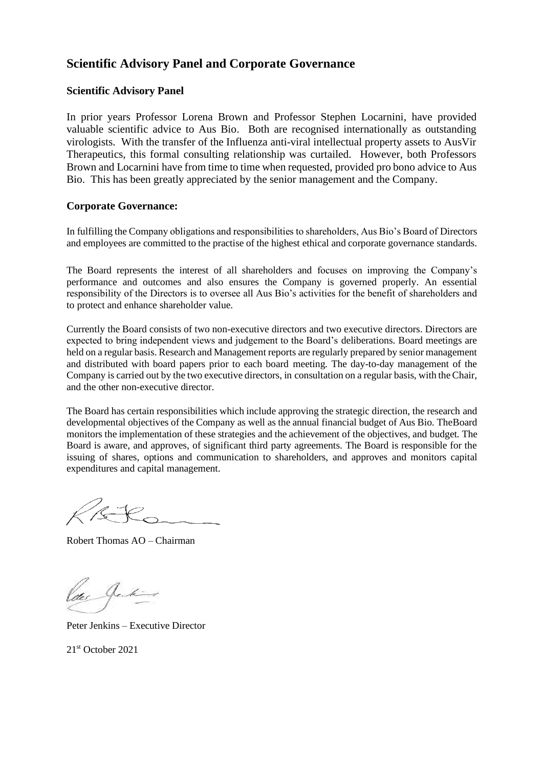## Scientific Advisory Panel and Corporate Governance

### Scientific Advisory Panel

In prior years Professor Lorena Brown and Professor Stephen Locarnini, have provided valuable scientific advice to Aus Bio. Both are recognised internationally as outstanding virologists. With the transfer of the Influenza anti-viral intellectual property assets to AusVir Therapeutics, this formal consulting relationship was curtailed. However, both Professors Brown and Locarnini have from time to time when requested, provided pro bono advice to Aus Bio. This has been greatly appreciated by the senior management and the Company.

### Corporate Governance:

In fulfilling the Company obligations and responsibilities to shareholders, Aus Bio's Board of Directors and employees are committed to the practise of the highest ethical and corporate governance standards.

The Board represents the interest of all shareholders and focuses on improving the Company's performance and outcomes and also ensures the Company is governed properly. An essential responsibility of the Directors is to oversee all Aus Bio's activities for the benefit of shareholders and to protect and enhance shareholder value.

Currently the Board consists of two non-executive directors and two executive directors. Directors are expected to bring independent views and judgement to the Board's deliberations. Board meetings are held on a regular basis. Research and Management reports are regularly prepared by senior management and distributed with board papers prior to each board meeting. The day-to-day management of the Company is carried out by the two executive directors, in consultation on a regular basis, with the Chair, and the other non-executive director.

The Board has certain responsibilities which include approving the strategic direction, the research and developmental objectives of the Company as well as the annual financial budget of Aus Bio. TheBoard monitors the implementation of these strategies and the achievement of the objectives, and budget. The Board is aware, and approves, of significant third party agreements. The Board is responsible for the issuing of shares, options and communication to shareholders, and approves and monitors capital expenditures and capital management.

Robert Thomas AO – Chairman

Peter Jenkins – Executive Director

21st October 2021